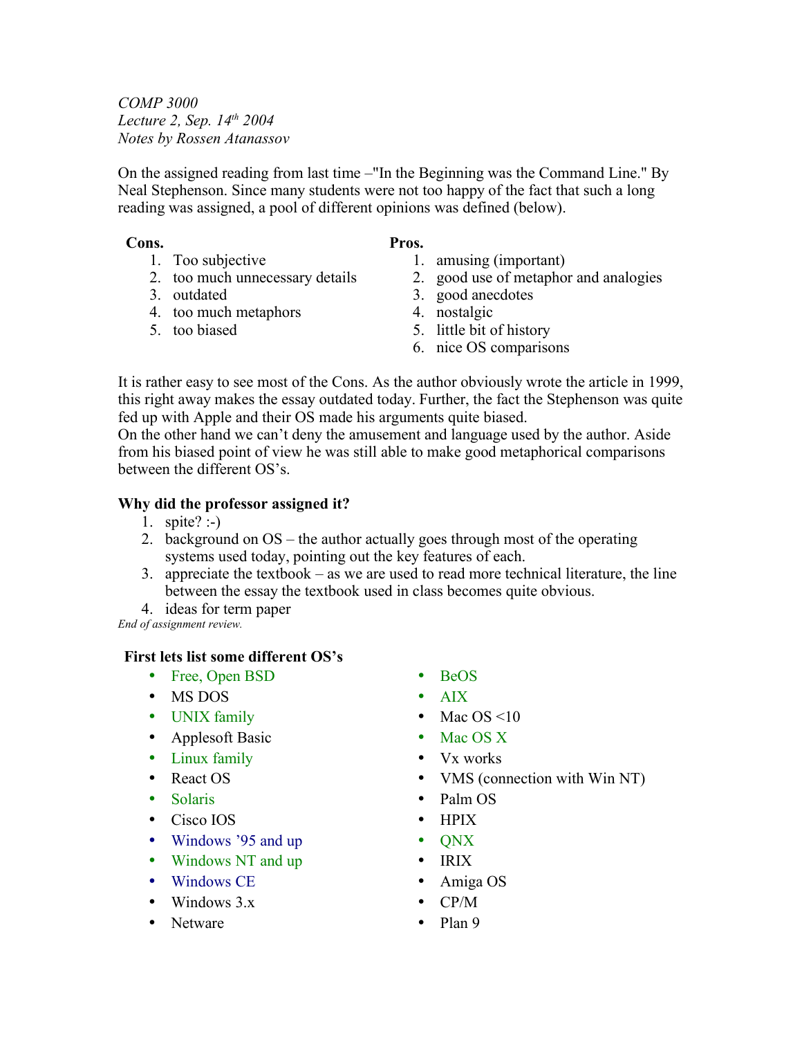*COMP 3000*
*Lecture 2, Sep. 14th 2004*
*Notes by Rossen Atanassov*

On the assigned reading from last time –"In the Beginning was the Command Line." By Neal Stephenson. Since many students were not too happy of the fact that such a long reading was assigned, a pool of different opinions was defined (below).

**Cons.**
1. Too subjective
2. too much unnecessary details
3. outdated
4. too much metaphors
5. too biased

**Pros.**
1. amusing (important)
2. good use of metaphor and analogies
3. good anecdotes
4. nostalgic
5. little bit of history
6. nice OS comparisons

It is rather easy to see most of the Cons. As the author obviously wrote the article in 1999, this right away makes the essay outdated today. Further, the fact the Stephenson was quite fed up with Apple and their OS made his arguments quite biased.
On the other hand we can't deny the amusement and language used by the author. Aside from his biased point of view he was still able to make good metaphorical comparisons between the different OS's.

**Why did the professor assigned it?**
1. spite? :-)
2. background on OS – the author actually goes through most of the operating systems used today, pointing out the key features of each.
3. appreciate the textbook – as we are used to read more technical literature, the line between the essay the textbook used in class becomes quite obvious.
4. ideas for term paper

*End of assignment review.*

**First lets list some different OS's**

- Free, Open BSD
- MS DOS
- UNIX family
- Applesoft Basic
- Linux family
- React OS
- Solaris
- Cisco IOS
- Windows '95 and up
- Windows NT and up
- Windows CE
- Windows 3.x
- Netware
- BeOS
- AIX
- Mac OS <10
- Mac OS X
- Vx works
- VMS (connection with Win NT)
- Palm OS
- HPIX
- QNX
- IRIX
- Amiga OS
- CP/M
- Plan 9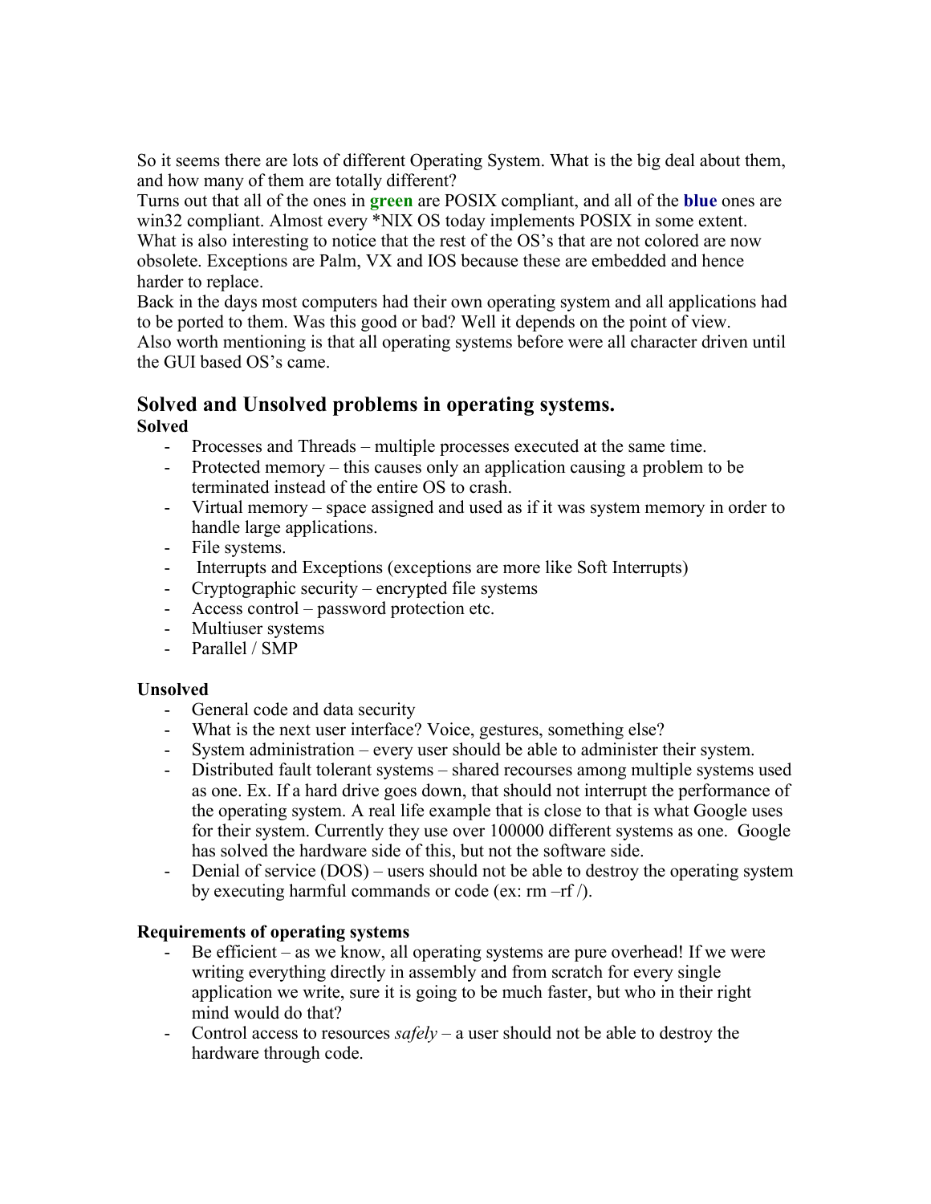So it seems there are lots of different Operating System. What is the big deal about them, and how many of them are totally different?
Turns out that all of the ones in **green** are POSIX compliant, and all of the **blue** ones are win32 compliant. Almost every *NIX OS today implements POSIX in some extent.
What is also interesting to notice that the rest of the OS's that are not colored are now obsolete. Exceptions are Palm, VX and IOS because these are embedded and hence harder to replace.
Back in the days most computers had their own operating system and all applications had to be ported to them. Was this good or bad? Well it depends on the point of view.
Also worth mentioning is that all operating systems before were all character driven until the GUI based OS's came.

## Solved and Unsolved problems in operating systems.

**Solved**

- Processes and Threads – multiple processes executed at the same time.
- Protected memory – this causes only an application causing a problem to be terminated instead of the entire OS to crash.
- Virtual memory – space assigned and used as if it was system memory in order to handle large applications.
- File systems.
- Interrupts and Exceptions (exceptions are more like Soft Interrupts)
- Cryptographic security – encrypted file systems
- Access control – password protection etc.
- Multiuser systems
- Parallel / SMP

**Unsolved**

- General code and data security
- What is the next user interface? Voice, gestures, something else?
- System administration – every user should be able to administer their system.
- Distributed fault tolerant systems – shared recourses among multiple systems used as one. Ex. If a hard drive goes down, that should not interrupt the performance of the operating system. A real life example that is close to that is what Google uses for their system. Currently they use over 100000 different systems as one. Google has solved the hardware side of this, but not the software side.
- Denial of service (DOS) – users should not be able to destroy the operating system by executing harmful commands or code (ex: rm –rf /).

**Requirements of operating systems**

- Be efficient – as we know, all operating systems are pure overhead! If we were writing everything directly in assembly and from scratch for every single application we write, sure it is going to be much faster, but who in their right mind would do that?
- Control access to resources *safely* – a user should not be able to destroy the hardware through code.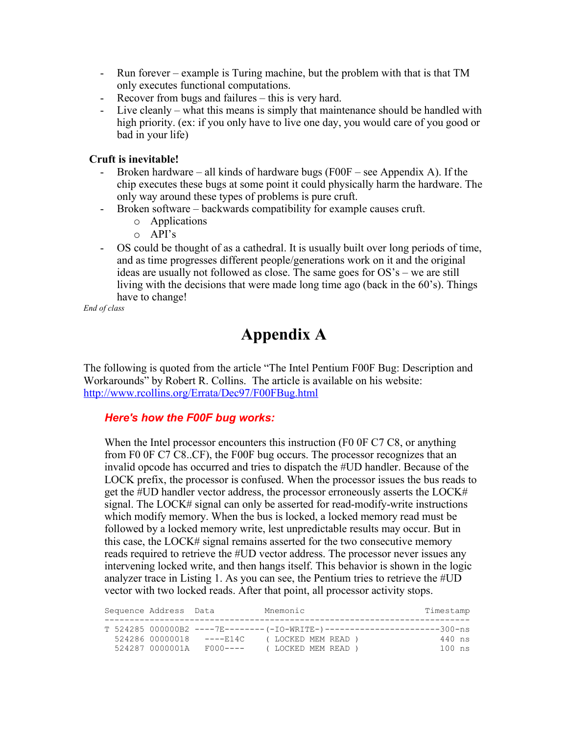- Run forever – example is Turing machine, but the problem with that is that TM only executes functional computations.
- Recover from bugs and failures – this is very hard.
- Live cleanly – what this means is simply that maintenance should be handled with high priority. (ex: if you only have to live one day, you would care of you good or bad in your life)

**Cruft is inevitable!**

- Broken hardware – all kinds of hardware bugs (F00F – see Appendix A). If the chip executes these bugs at some point it could physically harm the hardware. The only way around these types of problems is pure cruft.
- Broken software – backwards compatibility for example causes cruft.
  - Applications
  - API's
- OS could be thought of as a cathedral. It is usually built over long periods of time, and as time progresses different people/generations work on it and the original ideas are usually not followed as close. The same goes for OS's – we are still living with the decisions that were made long time ago (back in the 60's). Things have to change!

*End of class*

# Appendix A

The following is quoted from the article "The Intel Pentium F00F Bug: Description and Workarounds" by Robert R. Collins. The article is available on his website: http://www.rcollins.org/Errata/Dec97/F00FBug.html

> ***Here's how the F00F bug works:***
>
> When the Intel processor encounters this instruction (F0 0F C7 C8, or anything from F0 0F C7 C8..CF), the F00F bug occurs. The processor recognizes that an invalid opcode has occurred and tries to dispatch the #UD handler. Because of the LOCK prefix, the processor is confused. When the processor issues the bus reads to get the #UD handler vector address, the processor erroneously asserts the LOCK# signal. The LOCK# signal can only be asserted for read-modify-write instructions which modify memory. When the bus is locked, a locked memory read must be followed by a locked memory write, lest unpredictable results may occur. But in this case, the LOCK# signal remains asserted for the two consecutive memory reads required to retrieve the #UD vector address. The processor never issues any intervening locked write, and then hangs itself. This behavior is shown in the logic analyzer trace in Listing 1. As you can see, the Pentium tries to retrieve the #UD vector with two locked reads. After that point, all processor activity stops.

```
Sequence Address  Data          Mnemonic                              Timestamp
---------------------------------------------------------------------------------
T 524285 000000B2 ----7E--------(-IO-WRITE-)-----------------------300-ns
  524286 00000018   ----E14C     ( LOCKED MEM READ )                  440 ns
  524287 0000001A   F000----     ( LOCKED MEM READ )                  100 ns
```